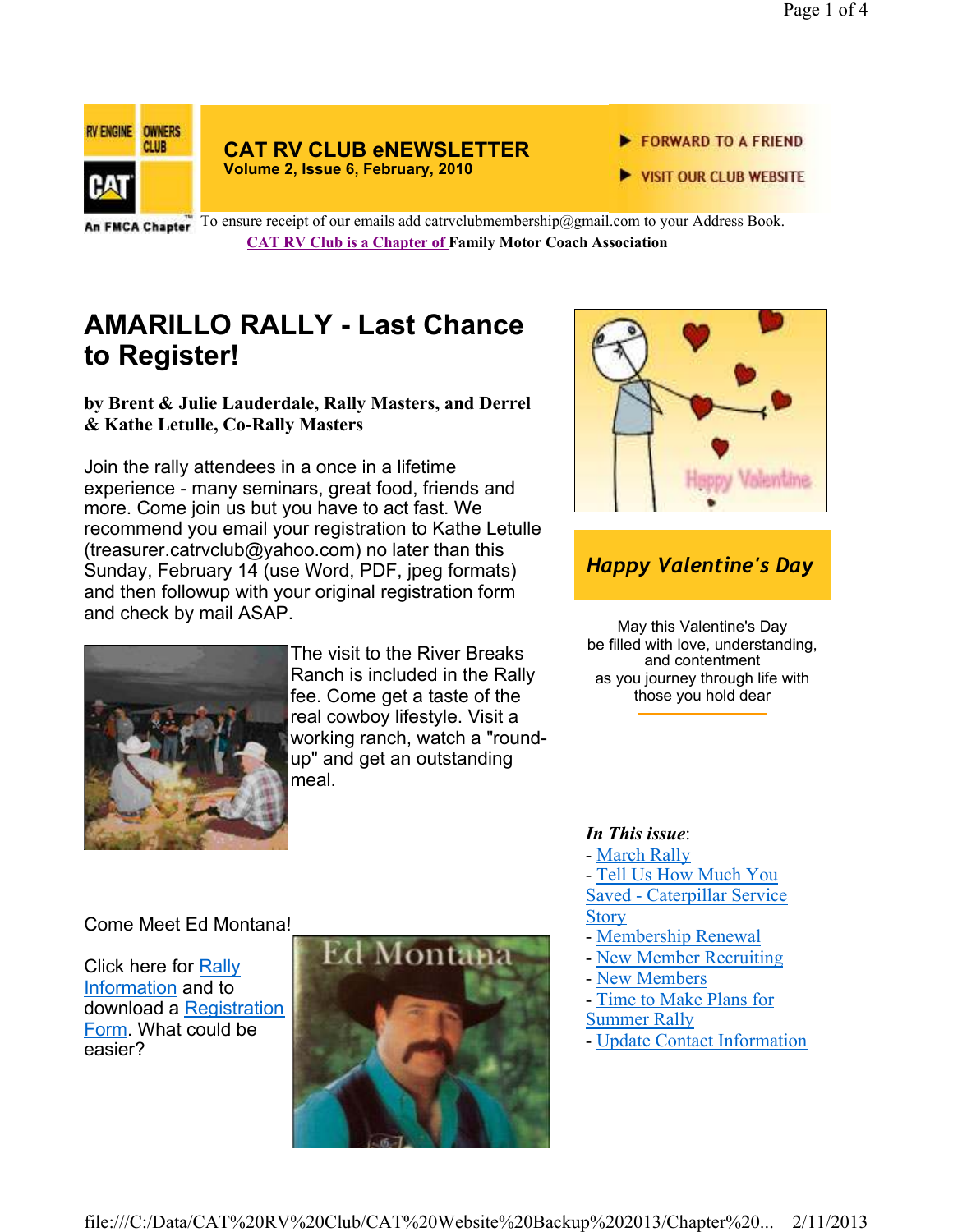RV ENGINE OWNERS CLUB

CAT

An FMCA Chapter

# CAT RV CLUB eNEWSLETTER

**Volume 2, Issue 6, February, 2010**

FORWARD TO A FRIEND

VISIT OUR CLUB WEBSITE

To ensure receipt of our emails add catrvclubmembership@gmail.com to your Address Book.

**CAT RV Club is a Chapter of Family Motor Coach Association**

## AMARILLO RALLY - Last Chance to Register!

**by Brent & Julie Lauderdale, Rally Masters, and Derrel & Kathe Letulle, Co-Rally Masters**

Join the rally attendees in a once in a lifetime experience - many seminars, great food, friends and more. Come join us but you have to act fast. We recommend you email your registration to Kathe Letulle (treasurer.catrvclub@yahoo.com) no later than this Sunday, February 14 (use Word, PDF, jpeg formats) and then followup with your original registration form and check by mail ASAP.

The visit to the River Breaks Ranch is included in the Rally fee. Come get a taste of the real cowboy lifestyle. Visit a working ranch, watch a "round-up" and get an outstanding meal.

Come Meet Ed Montana!

Click here for Rally Information and to download a Registration Form. What could be easier?

***Happy Valentine's Day***

May this Valentine's Day
be filled with love, understanding,
and contentment
as you journey through life with
those you hold dear

***In This issue*:**

- March Rally
- Tell Us How Much You Saved - Caterpillar Service Story
- Membership Renewal
- New Member Recruiting
- New Members
- Time to Make Plans for Summer Rally
- Update Contact Information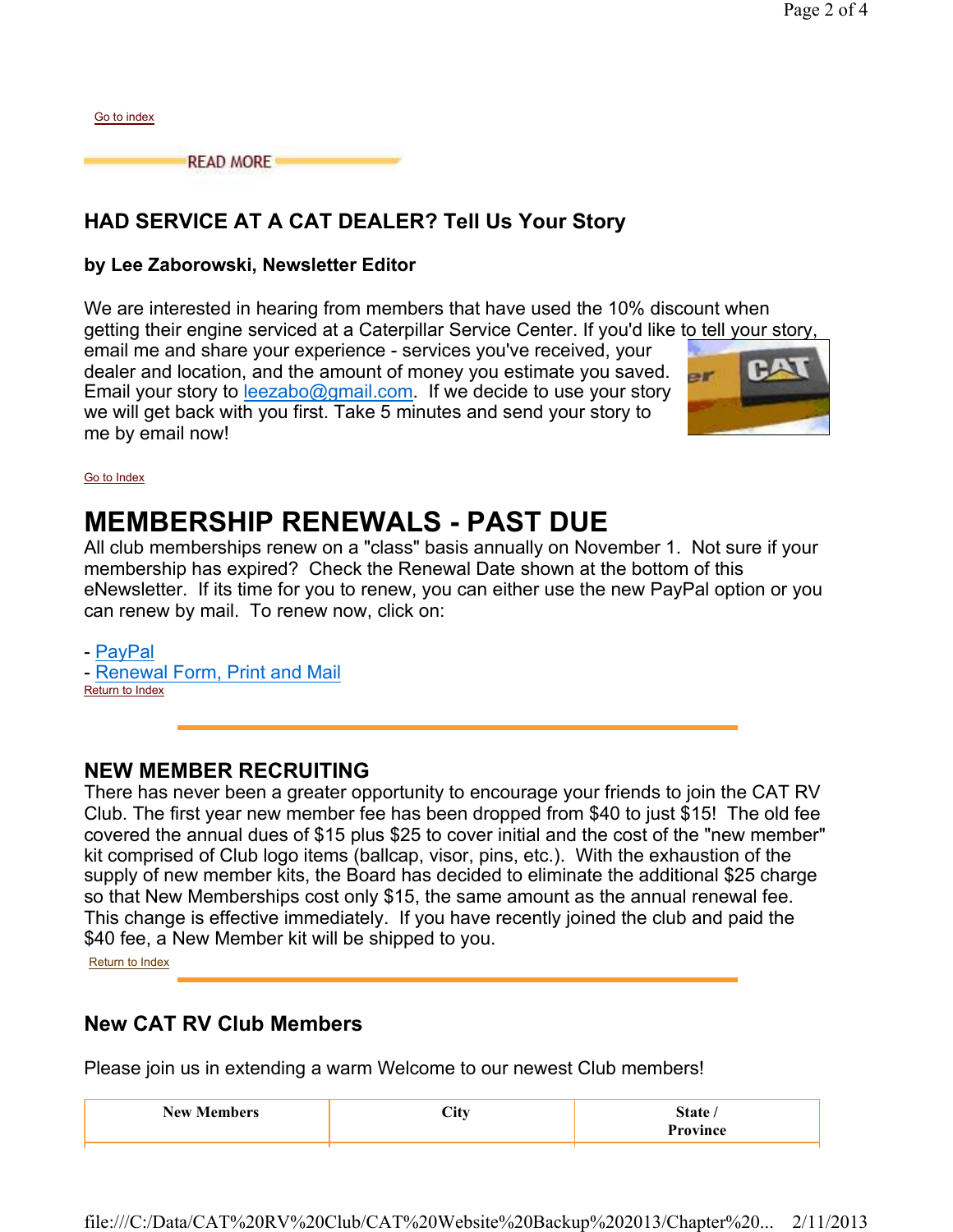Go to index

READ MORE

## HAD SERVICE AT A CAT DEALER? Tell Us Your Story

**by Lee Zaborowski, Newsletter Editor**

We are interested in hearing from members that have used the 10% discount when getting their engine serviced at a Caterpillar Service Center. If you'd like to tell your story, email me and share your experience - services you've received, your dealer and location, and the amount of money you estimate you saved. Email your story to leezabo@gmail.com. If we decide to use your story we will get back with you first. Take 5 minutes and send your story to me by email now!

Go to Index

# MEMBERSHIP RENEWALS - PAST DUE

All club memberships renew on a "class" basis annually on November 1. Not sure if your membership has expired? Check the Renewal Date shown at the bottom of this eNewsletter. If its time for you to renew, you can either use the new PayPal option or you can renew by mail. To renew now, click on:

- PayPal
- Renewal Form, Print and Mail

Return to Index

## NEW MEMBER RECRUITING

There has never been a greater opportunity to encourage your friends to join the CAT RV Club. The first year new member fee has been dropped from $40 to just $15! The old fee covered the annual dues of $15 plus $25 to cover initial and the cost of the "new member" kit comprised of Club logo items (ballcap, visor, pins, etc.). With the exhaustion of the supply of new member kits, the Board has decided to eliminate the additional $25 charge so that New Memberships cost only $15, the same amount as the annual renewal fee. This change is effective immediately. If you have recently joined the club and paid the $40 fee, a New Member kit will be shipped to you.

Return to Index

## New CAT RV Club Members

Please join us in extending a warm Welcome to our newest Club members!

| New Members | City | State / Province |
|---|---|---|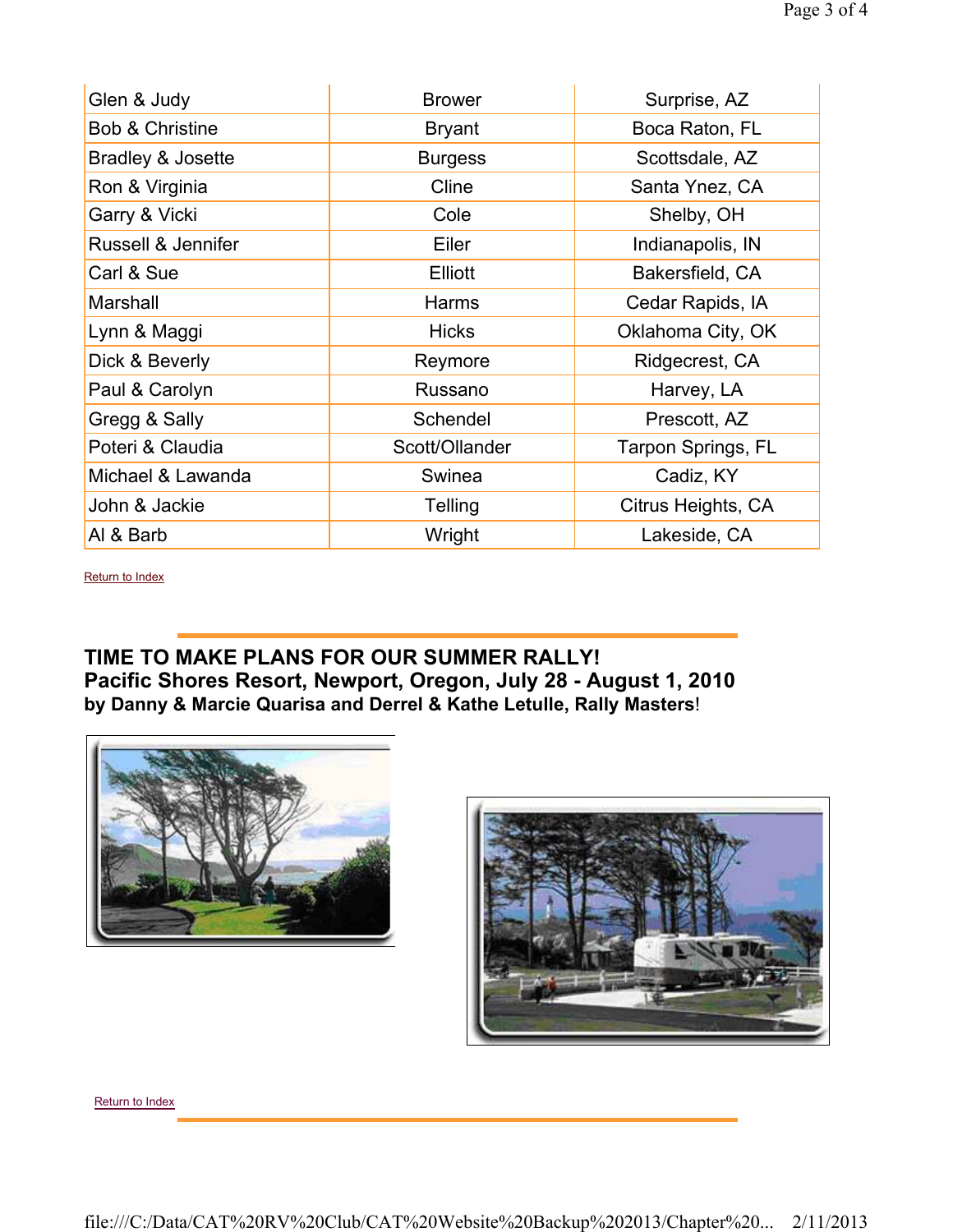| Glen & Judy | Brower | Surprise, AZ |
|---|---|---|
| Bob & Christine | Bryant | Boca Raton, FL |
| Bradley & Josette | Burgess | Scottsdale, AZ |
| Ron & Virginia | Cline | Santa Ynez, CA |
| Garry & Vicki | Cole | Shelby, OH |
| Russell & Jennifer | Eiler | Indianapolis, IN |
| Carl & Sue | Elliott | Bakersfield, CA |
| Marshall | Harms | Cedar Rapids, IA |
| Lynn & Maggi | Hicks | Oklahoma City, OK |
| Dick & Beverly | Reymore | Ridgecrest, CA |
| Paul & Carolyn | Russano | Harvey, LA |
| Gregg & Sally | Schendel | Prescott, AZ |
| Poteri & Claudia | Scott/Ollander | Tarpon Springs, FL |
| Michael & Lawanda | Swinea | Cadiz, KY |
| John & Jackie | Telling | Citrus Heights, CA |
| Al & Barb | Wright | Lakeside, CA |

Return to Index

## TIME TO MAKE PLANS FOR OUR SUMMER RALLY!
## Pacific Shores Resort, Newport, Oregon, July 28 - August 1, 2010
**by Danny & Marcie Quarisa and Derrel & Kathe Letulle, Rally Masters**!

Return to Index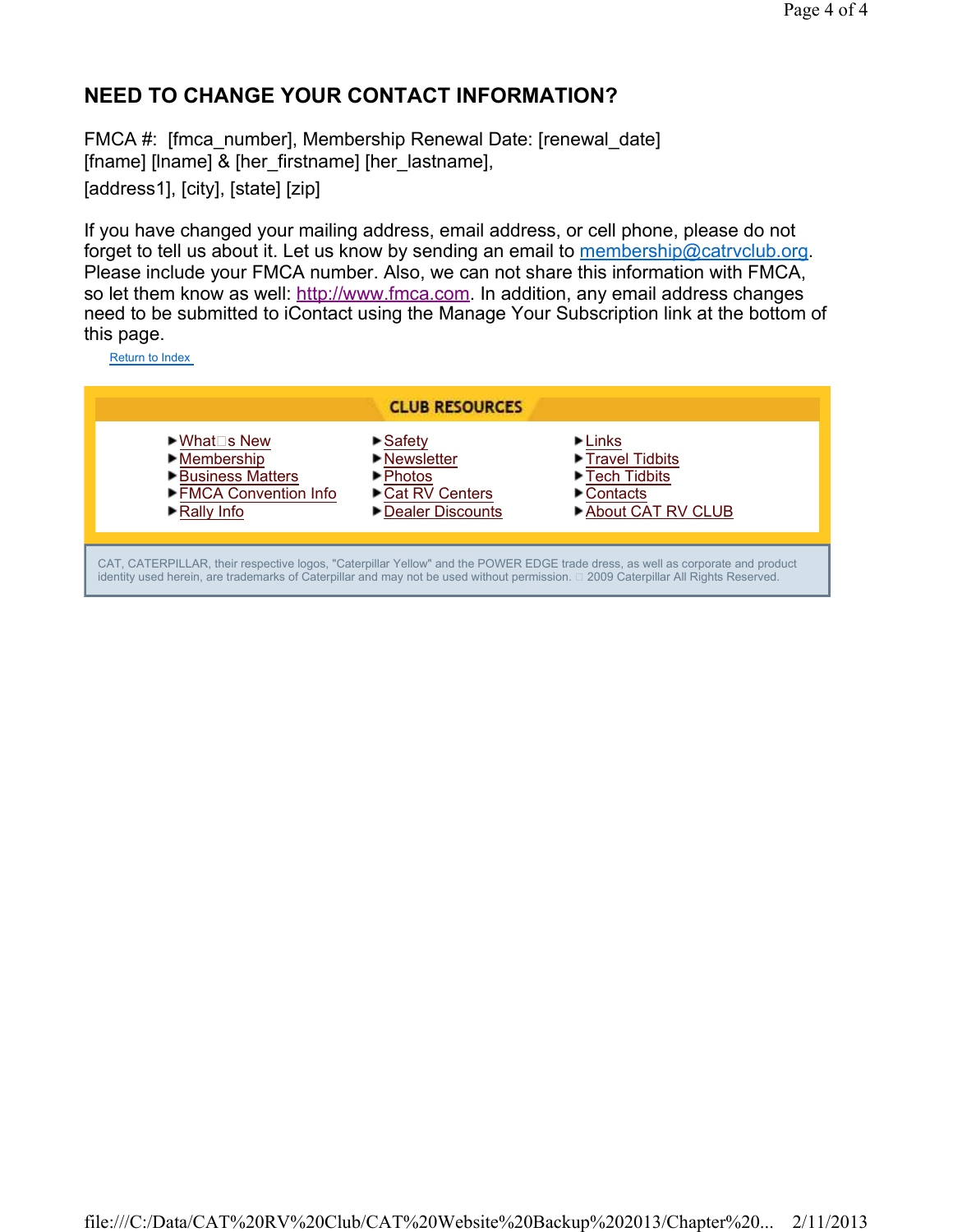## NEED TO CHANGE YOUR CONTACT INFORMATION?

FMCA #: [fmca_number], Membership Renewal Date: [renewal_date]
[fname] [lname] & [her_firstname] [her_lastname],
[address1], [city], [state] [zip]

If you have changed your mailing address, email address, or cell phone, please do not forget to tell us about it. Let us know by sending an email to membership@catrvclub.org. Please include your FMCA number. Also, we can not share this information with FMCA, so let them know as well: http://www.fmca.com. In addition, any email address changes need to be submitted to iContact using the Manage Your Subscription link at the bottom of this page.

Return to Index

**CLUB RESOURCES**

- What□s New
- Membership
- Business Matters
- FMCA Convention Info
- Rally Info
- Safety
- Newsletter
- Photos
- Cat RV Centers
- Dealer Discounts
- Links
- Travel Tidbits
- Tech Tidbits
- Contacts
- About CAT RV CLUB

CAT, CATERPILLAR, their respective logos, "Caterpillar Yellow" and the POWER EDGE trade dress, as well as corporate and product identity used herein, are trademarks of Caterpillar and may not be used without permission. □ 2009 Caterpillar All Rights Reserved.